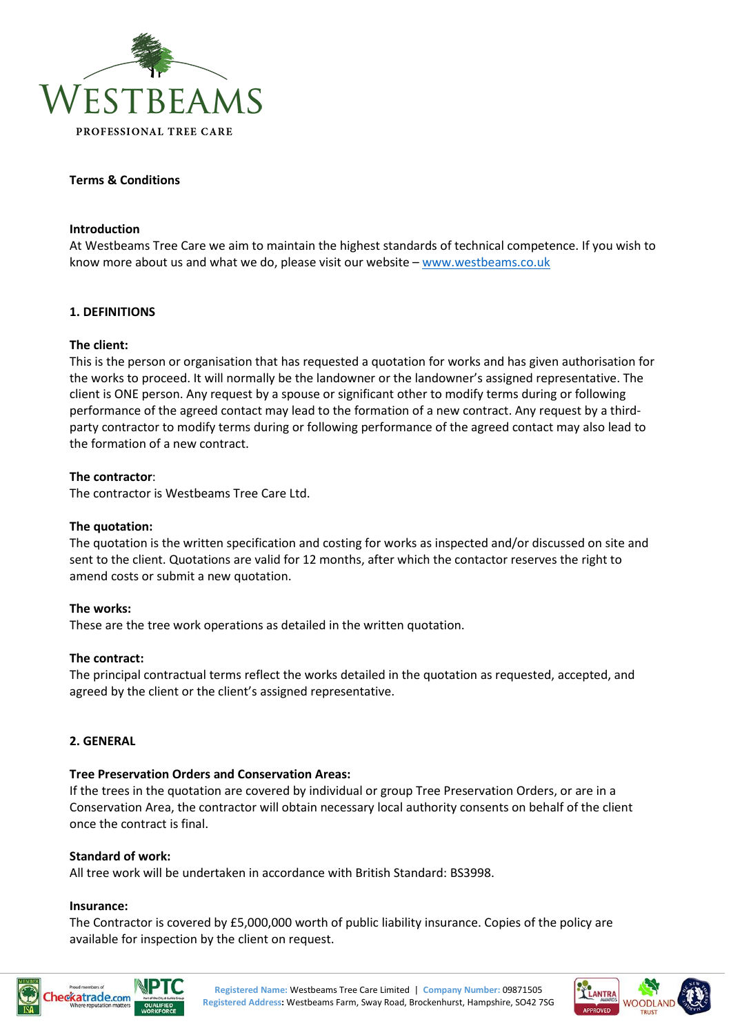# WESTBEAMS

PROFESSIONAL TREE CARE

## Terms & Conditions

### Introduction

At Westbeams Tree Care we aim to maintain the highest standards of technical competence. If you wish to know more about us and what we do, please visit our website – [www.westbeams.co.uk](www.westbeams.co.uk)

## 1. DEFINITIONS

**The client:**
This is the person or organisation that has requested a quotation for works and has given authorisation for the works to proceed. It will normally be the landowner or the landowner's assigned representative. The client is ONE person. Any request by a spouse or significant other to modify terms during or following performance of the agreed contact may lead to the formation of a new contract. Any request by a third-party contractor to modify terms during or following performance of the agreed contact may also lead to the formation of a new contract.

**The contractor**:
The contractor is Westbeams Tree Care Ltd.

**The quotation:**
The quotation is the written specification and costing for works as inspected and/or discussed on site and sent to the client. Quotations are valid for 12 months, after which the contactor reserves the right to amend costs or submit a new quotation.

**The works:**
These are the tree work operations as detailed in the written quotation.

**The contract:**
The principal contractual terms reflect the works detailed in the quotation as requested, accepted, and agreed by the client or the client's assigned representative.

## 2. GENERAL

**Tree Preservation Orders and Conservation Areas:**
If the trees in the quotation are covered by individual or group Tree Preservation Orders, or are in a Conservation Area, the contractor will obtain necessary local authority consents on behalf of the client once the contract is final.

**Standard of work:**
All tree work will be undertaken in accordance with British Standard: BS3998.

**Insurance:**
The Contractor is covered by £5,000,000 worth of public liability insurance. Copies of the policy are available for inspection by the client on request.

**Registered Name:** Westbeams Tree Care Limited | **Company Number:** 09871505
**Registered Address:** Westbeams Farm, Sway Road, Brockenhurst, Hampshire, SO42 7SG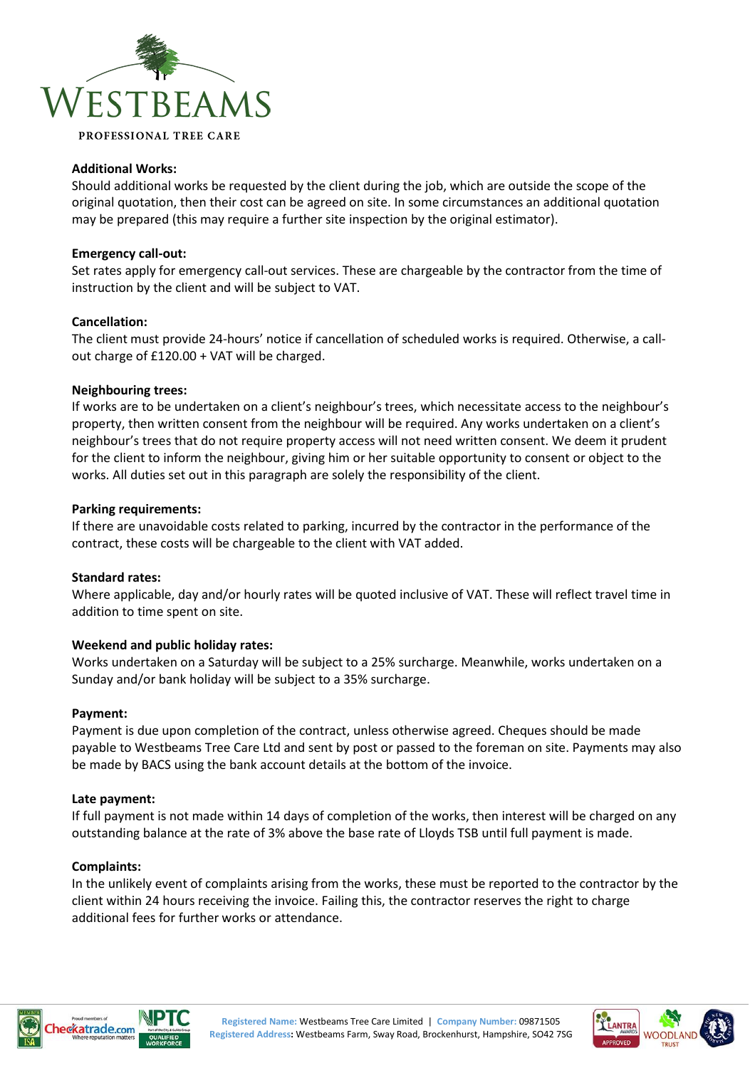**Additional Works:**
Should additional works be requested by the client during the job, which are outside the scope of the original quotation, then their cost can be agreed on site. In some circumstances an additional quotation may be prepared (this may require a further site inspection by the original estimator).

**Emergency call-out:**
Set rates apply for emergency call-out services. These are chargeable by the contractor from the time of instruction by the client and will be subject to VAT.

**Cancellation:**
The client must provide 24-hours' notice if cancellation of scheduled works is required. Otherwise, a call-out charge of £120.00 + VAT will be charged.

**Neighbouring trees:**
If works are to be undertaken on a client's neighbour's trees, which necessitate access to the neighbour's property, then written consent from the neighbour will be required. Any works undertaken on a client's neighbour's trees that do not require property access will not need written consent. We deem it prudent for the client to inform the neighbour, giving him or her suitable opportunity to consent or object to the works. All duties set out in this paragraph are solely the responsibility of the client.

**Parking requirements:**
If there are unavoidable costs related to parking, incurred by the contractor in the performance of the contract, these costs will be chargeable to the client with VAT added.

**Standard rates:**
Where applicable, day and/or hourly rates will be quoted inclusive of VAT. These will reflect travel time in addition to time spent on site.

**Weekend and public holiday rates:**
Works undertaken on a Saturday will be subject to a 25% surcharge. Meanwhile, works undertaken on a Sunday and/or bank holiday will be subject to a 35% surcharge.

**Payment:**
Payment is due upon completion of the contract, unless otherwise agreed. Cheques should be made payable to Westbeams Tree Care Ltd and sent by post or passed to the foreman on site. Payments may also be made by BACS using the bank account details at the bottom of the invoice.

**Late payment:**
If full payment is not made within 14 days of completion of the works, then interest will be charged on any outstanding balance at the rate of 3% above the base rate of Lloyds TSB until full payment is made.

**Complaints:**
In the unlikely event of complaints arising from the works, these must be reported to the contractor by the client within 24 hours receiving the invoice. Failing this, the contractor reserves the right to charge additional fees for further works or attendance.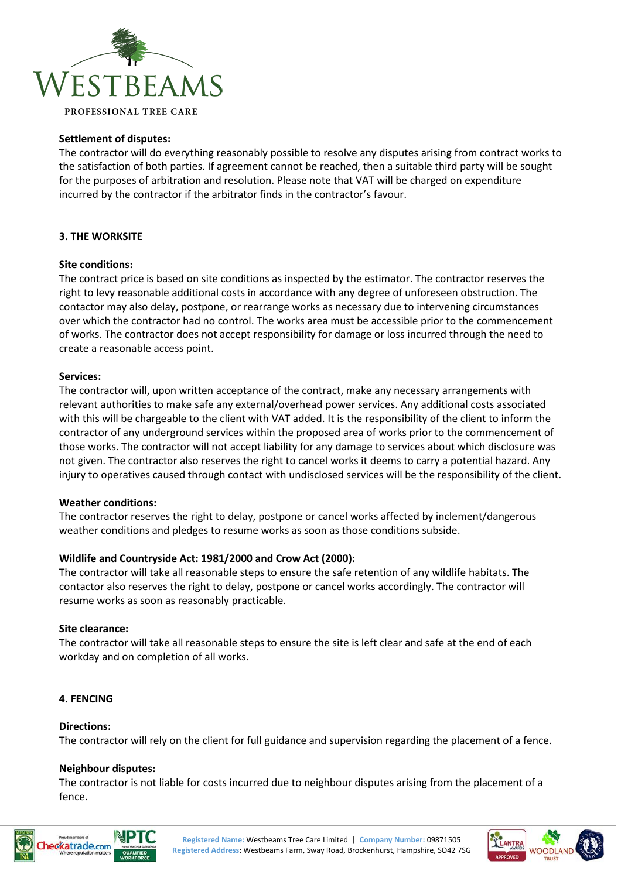**Settlement of disputes:**
The contractor will do everything reasonably possible to resolve any disputes arising from contract works to the satisfaction of both parties. If agreement cannot be reached, then a suitable third party will be sought for the purposes of arbitration and resolution. Please note that VAT will be charged on expenditure incurred by the contractor if the arbitrator finds in the contractor's favour.

## 3. THE WORKSITE

**Site conditions:**
The contract price is based on site conditions as inspected by the estimator. The contractor reserves the right to levy reasonable additional costs in accordance with any degree of unforeseen obstruction. The contactor may also delay, postpone, or rearrange works as necessary due to intervening circumstances over which the contractor had no control. The works area must be accessible prior to the commencement of works. The contractor does not accept responsibility for damage or loss incurred through the need to create a reasonable access point.

**Services:**
The contractor will, upon written acceptance of the contract, make any necessary arrangements with relevant authorities to make safe any external/overhead power services. Any additional costs associated with this will be chargeable to the client with VAT added. It is the responsibility of the client to inform the contractor of any underground services within the proposed area of works prior to the commencement of those works. The contractor will not accept liability for any damage to services about which disclosure was not given. The contractor also reserves the right to cancel works it deems to carry a potential hazard. Any injury to operatives caused through contact with undisclosed services will be the responsibility of the client.

**Weather conditions:**
The contractor reserves the right to delay, postpone or cancel works affected by inclement/dangerous weather conditions and pledges to resume works as soon as those conditions subside.

**Wildlife and Countryside Act: 1981/2000 and Crow Act (2000):**
The contractor will take all reasonable steps to ensure the safe retention of any wildlife habitats. The contactor also reserves the right to delay, postpone or cancel works accordingly. The contractor will resume works as soon as reasonably practicable.

**Site clearance:**
The contractor will take all reasonable steps to ensure the site is left clear and safe at the end of each workday and on completion of all works.

## 4. FENCING

**Directions:**
The contractor will rely on the client for full guidance and supervision regarding the placement of a fence.

**Neighbour disputes:**
The contractor is not liable for costs incurred due to neighbour disputes arising from the placement of a fence.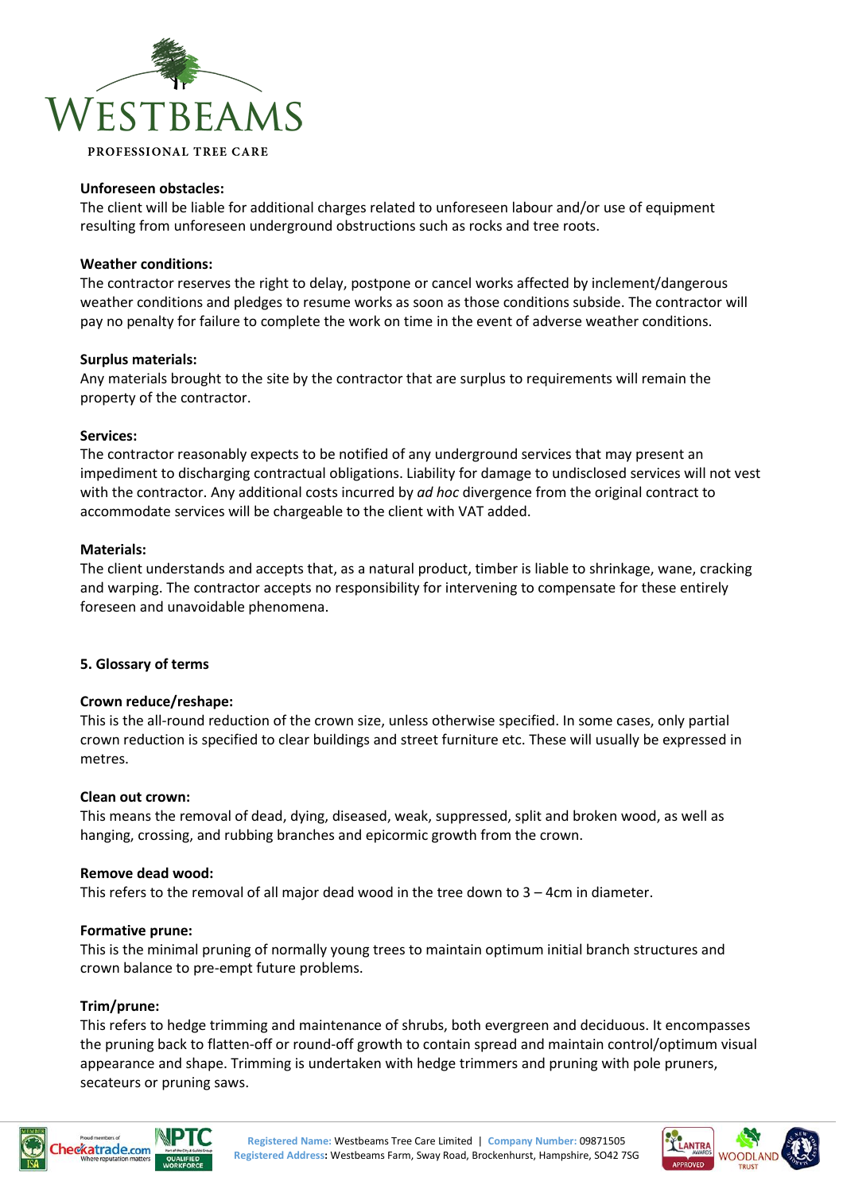**Unforeseen obstacles:**

The client will be liable for additional charges related to unforeseen labour and/or use of equipment resulting from unforeseen underground obstructions such as rocks and tree roots.

**Weather conditions:**

The contractor reserves the right to delay, postpone or cancel works affected by inclement/dangerous weather conditions and pledges to resume works as soon as those conditions subside. The contractor will pay no penalty for failure to complete the work on time in the event of adverse weather conditions.

**Surplus materials:**

Any materials brought to the site by the contractor that are surplus to requirements will remain the property of the contractor.

**Services:**

The contractor reasonably expects to be notified of any underground services that may present an impediment to discharging contractual obligations. Liability for damage to undisclosed services will not vest with the contractor. Any additional costs incurred by *ad hoc* divergence from the original contract to accommodate services will be chargeable to the client with VAT added.

**Materials:**

The client understands and accepts that, as a natural product, timber is liable to shrinkage, wane, cracking and warping. The contractor accepts no responsibility for intervening to compensate for these entirely foreseen and unavoidable phenomena.

## 5. Glossary of terms

**Crown reduce/reshape:**

This is the all-round reduction of the crown size, unless otherwise specified. In some cases, only partial crown reduction is specified to clear buildings and street furniture etc. These will usually be expressed in metres.

**Clean out crown:**

This means the removal of dead, dying, diseased, weak, suppressed, split and broken wood, as well as hanging, crossing, and rubbing branches and epicormic growth from the crown.

**Remove dead wood:**

This refers to the removal of all major dead wood in the tree down to 3 – 4cm in diameter.

**Formative prune:**

This is the minimal pruning of normally young trees to maintain optimum initial branch structures and crown balance to pre-empt future problems.

**Trim/prune:**

This refers to hedge trimming and maintenance of shrubs, both evergreen and deciduous. It encompasses the pruning back to flatten-off or round-off growth to contain spread and maintain control/optimum visual appearance and shape. Trimming is undertaken with hedge trimmers and pruning with pole pruners, secateurs or pruning saws.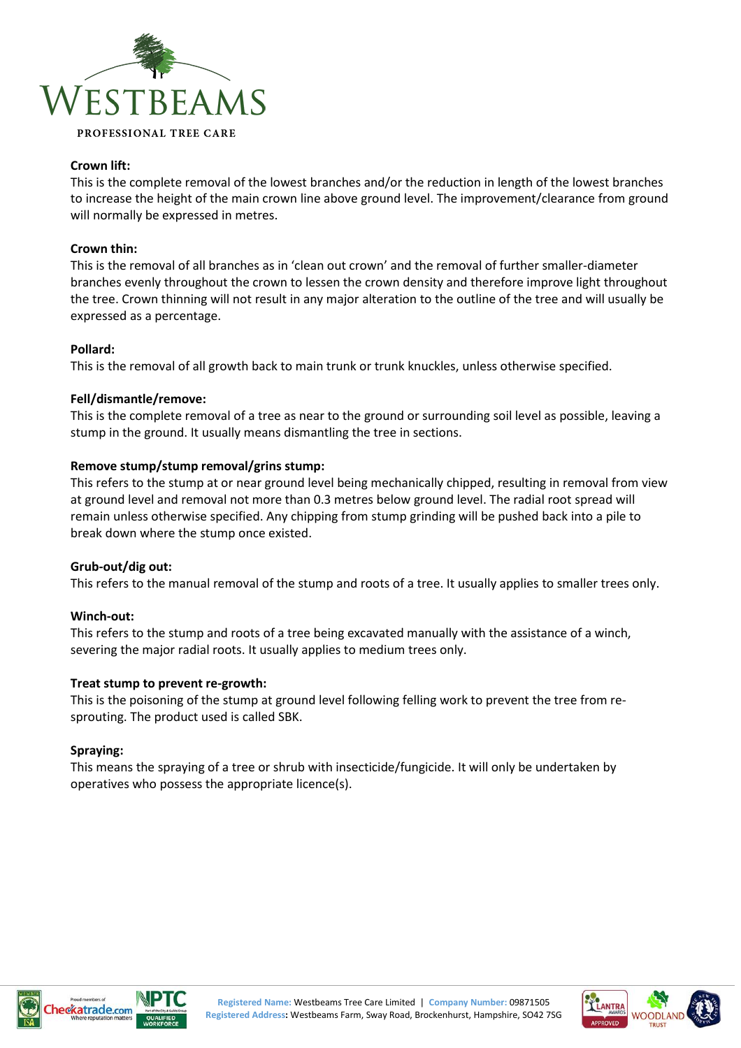**Crown lift:**
This is the complete removal of the lowest branches and/or the reduction in length of the lowest branches to increase the height of the main crown line above ground level. The improvement/clearance from ground will normally be expressed in metres.

**Crown thin:**
This is the removal of all branches as in 'clean out crown' and the removal of further smaller-diameter branches evenly throughout the crown to lessen the crown density and therefore improve light throughout the tree. Crown thinning will not result in any major alteration to the outline of the tree and will usually be expressed as a percentage.

**Pollard:**
This is the removal of all growth back to main trunk or trunk knuckles, unless otherwise specified.

**Fell/dismantle/remove:**
This is the complete removal of a tree as near to the ground or surrounding soil level as possible, leaving a stump in the ground. It usually means dismantling the tree in sections.

**Remove stump/stump removal/grins stump:**
This refers to the stump at or near ground level being mechanically chipped, resulting in removal from view at ground level and removal not more than 0.3 metres below ground level. The radial root spread will remain unless otherwise specified. Any chipping from stump grinding will be pushed back into a pile to break down where the stump once existed.

**Grub-out/dig out:**
This refers to the manual removal of the stump and roots of a tree. It usually applies to smaller trees only.

**Winch-out:**
This refers to the stump and roots of a tree being excavated manually with the assistance of a winch, severing the major radial roots. It usually applies to medium trees only.

**Treat stump to prevent re-growth:**
This is the poisoning of the stump at ground level following felling work to prevent the tree from re-sprouting. The product used is called SBK.

**Spraying:**
This means the spraying of a tree or shrub with insecticide/fungicide. It will only be undertaken by operatives who possess the appropriate licence(s).